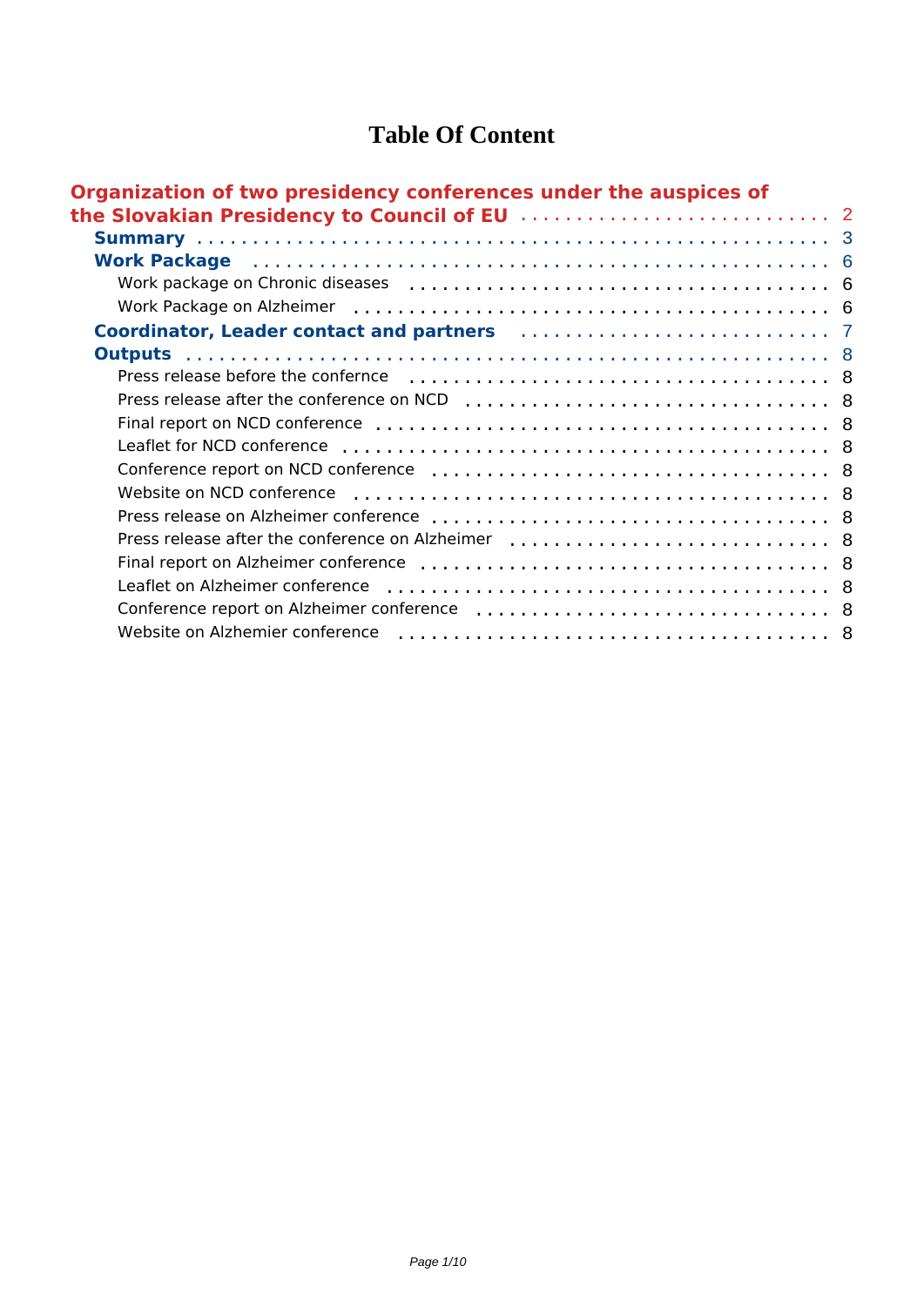# Table Of Content

- **Organization of two presidency conferences under the auspices of the Slovakian Presidency to Council of EU** . . . . . . . . . . . . . . . . . . . . . . . . . . . 2
  - **Summary** . . . . . . . . . . . . . . . . . . . . . . . . . . . . . . . . . . . . . . . . . . . . . . . . . . . . 3
  - **Work Package** . . . . . . . . . . . . . . . . . . . . . . . . . . . . . . . . . . . . . . . . . . . . . . . . 6
    - Work package on Chronic diseases . . . . . . . . . . . . . . . . . . . . . . . . . . . . . . . . . . 6
    - Work Package on Alzheimer . . . . . . . . . . . . . . . . . . . . . . . . . . . . . . . . . . . . . . . 6
  - **Coordinator, Leader contact and partners** . . . . . . . . . . . . . . . . . . . . . . . . . . 7
  - **Outputs** . . . . . . . . . . . . . . . . . . . . . . . . . . . . . . . . . . . . . . . . . . . . . . . . . . . . . . 8
    - Press release before the confernce . . . . . . . . . . . . . . . . . . . . . . . . . . . . . . . . . 8
    - Press release after the conference on NCD . . . . . . . . . . . . . . . . . . . . . . . . . . . 8
    - Final report on NCD conference . . . . . . . . . . . . . . . . . . . . . . . . . . . . . . . . . . . . 8
    - Leaflet for NCD conference . . . . . . . . . . . . . . . . . . . . . . . . . . . . . . . . . . . . . . . 8
    - Conference report on NCD conference . . . . . . . . . . . . . . . . . . . . . . . . . . . . . . 8
    - Website on NCD conference . . . . . . . . . . . . . . . . . . . . . . . . . . . . . . . . . . . . . . 8
    - Press release on Alzheimer conference . . . . . . . . . . . . . . . . . . . . . . . . . . . . . . 8
    - Press release after the conference on Alzheimer . . . . . . . . . . . . . . . . . . . . . . . 8
    - Final report on Alzheimer conference . . . . . . . . . . . . . . . . . . . . . . . . . . . . . . . 8
    - Leaflet on Alzheimer conference . . . . . . . . . . . . . . . . . . . . . . . . . . . . . . . . . . . 8
    - Conference report on Alzheimer conference . . . . . . . . . . . . . . . . . . . . . . . . . . 8
    - Website on Alzhemier conference . . . . . . . . . . . . . . . . . . . . . . . . . . . . . . . . . . 8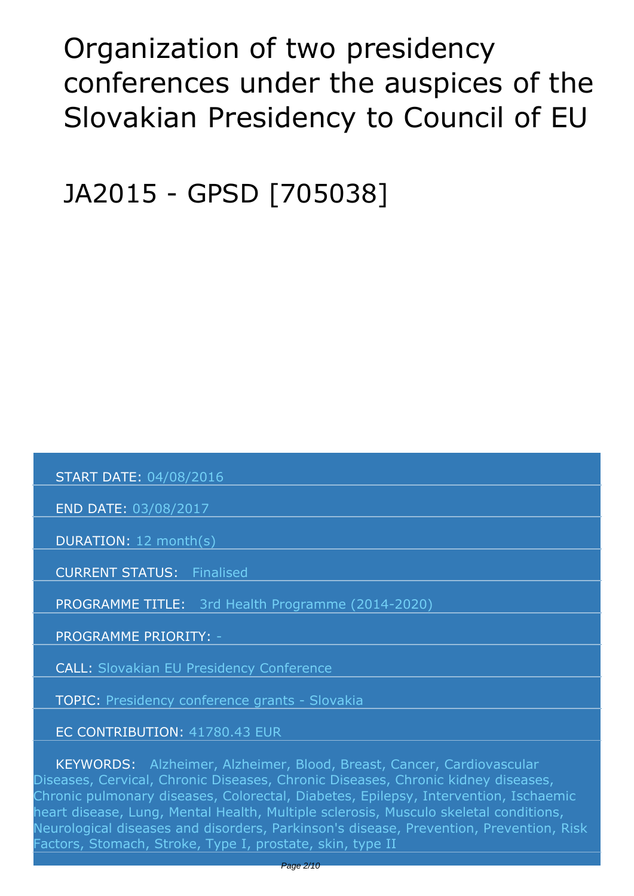# Organization of two presidency conferences under the auspices of the Slovakian Presidency to Council of EU

# JA2015 - GPSD [705038]

START DATE: 04/08/2016

END DATE: 03/08/2017

DURATION: 12 month(s)

CURRENT STATUS: Finalised

PROGRAMME TITLE: 3rd Health Programme (2014-2020)

PROGRAMME PRIORITY: -

CALL: Slovakian EU Presidency Conference

TOPIC: Presidency conference grants - Slovakia

EC CONTRIBUTION: 41780.43 EUR

KEYWORDS: Alzheimer, Alzheimer, Blood, Breast, Cancer, Cardiovascular Diseases, Cervical, Chronic Diseases, Chronic Diseases, Chronic kidney diseases, Chronic pulmonary diseases, Colorectal, Diabetes, Epilepsy, Intervention, Ischaemic heart disease, Lung, Mental Health, Multiple sclerosis, Musculo skeletal conditions, Neurological diseases and disorders, Parkinson's disease, Prevention, Prevention, Risk Factors, Stomach, Stroke, Type I, prostate, skin, type II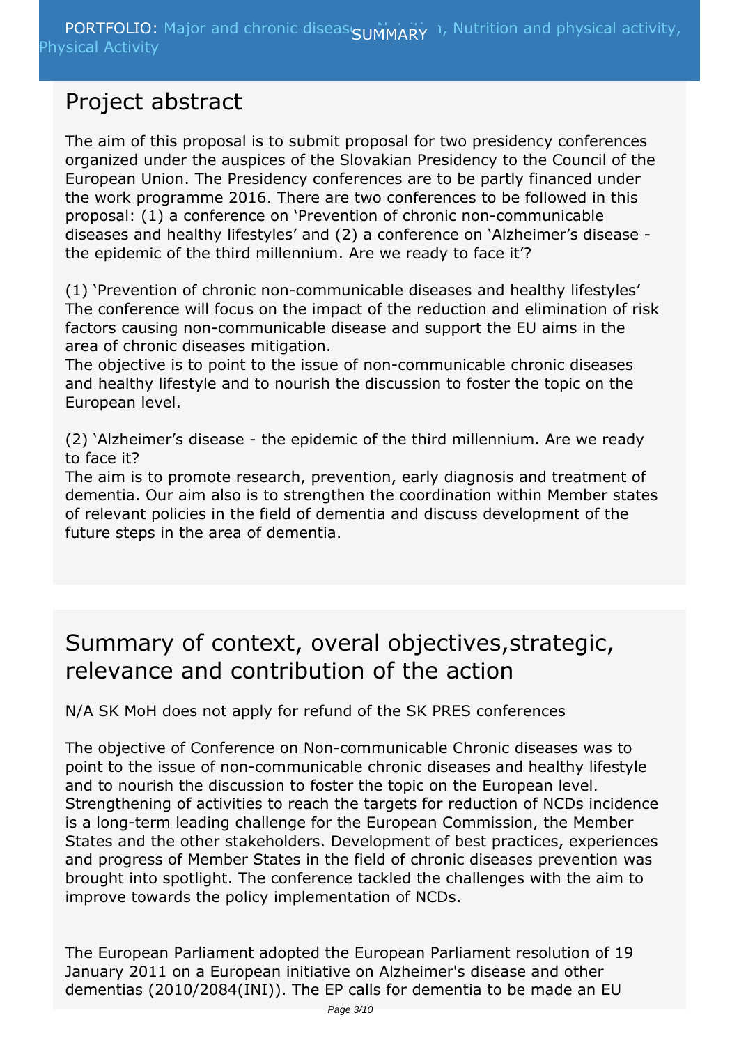## Project abstract

The aim of this proposal is to submit proposal for two presidency conferences organized under the auspices of the Slovakian Presidency to the Council of the European Union. The Presidency conferences are to be partly financed under the work programme 2016. There are two conferences to be followed in this proposal: (1) a conference on 'Prevention of chronic non-communicable diseases and healthy lifestyles' and (2) a conference on 'Alzheimer's disease - the epidemic of the third millennium. Are we ready to face it'?

(1) 'Prevention of chronic non-communicable diseases and healthy lifestyles'
The conference will focus on the impact of the reduction and elimination of risk factors causing non-communicable disease and support the EU aims in the area of chronic diseases mitigation.
The objective is to point to the issue of non-communicable chronic diseases and healthy lifestyle and to nourish the discussion to foster the topic on the European level.

(2) 'Alzheimer's disease - the epidemic of the third millennium. Are we ready to face it?
The aim is to promote research, prevention, early diagnosis and treatment of dementia. Our aim also is to strengthen the coordination within Member states of relevant policies in the field of dementia and discuss development of the future steps in the area of dementia.

## Summary of context, overal objectives,strategic, relevance and contribution of the action

N/A SK MoH does not apply for refund of the SK PRES conferences

The objective of Conference on Non-communicable Chronic diseases was to point to the issue of non-communicable chronic diseases and healthy lifestyle and to nourish the discussion to foster the topic on the European level. Strengthening of activities to reach the targets for reduction of NCDs incidence is a long-term leading challenge for the European Commission, the Member States and the other stakeholders. Development of best practices, experiences and progress of Member States in the field of chronic diseases prevention was brought into spotlight. The conference tackled the challenges with the aim to improve towards the policy implementation of NCDs.

The European Parliament adopted the European Parliament resolution of 19 January 2011 on a European initiative on Alzheimer's disease and other dementias (2010/2084(INI)). The EP calls for dementia to be made an EU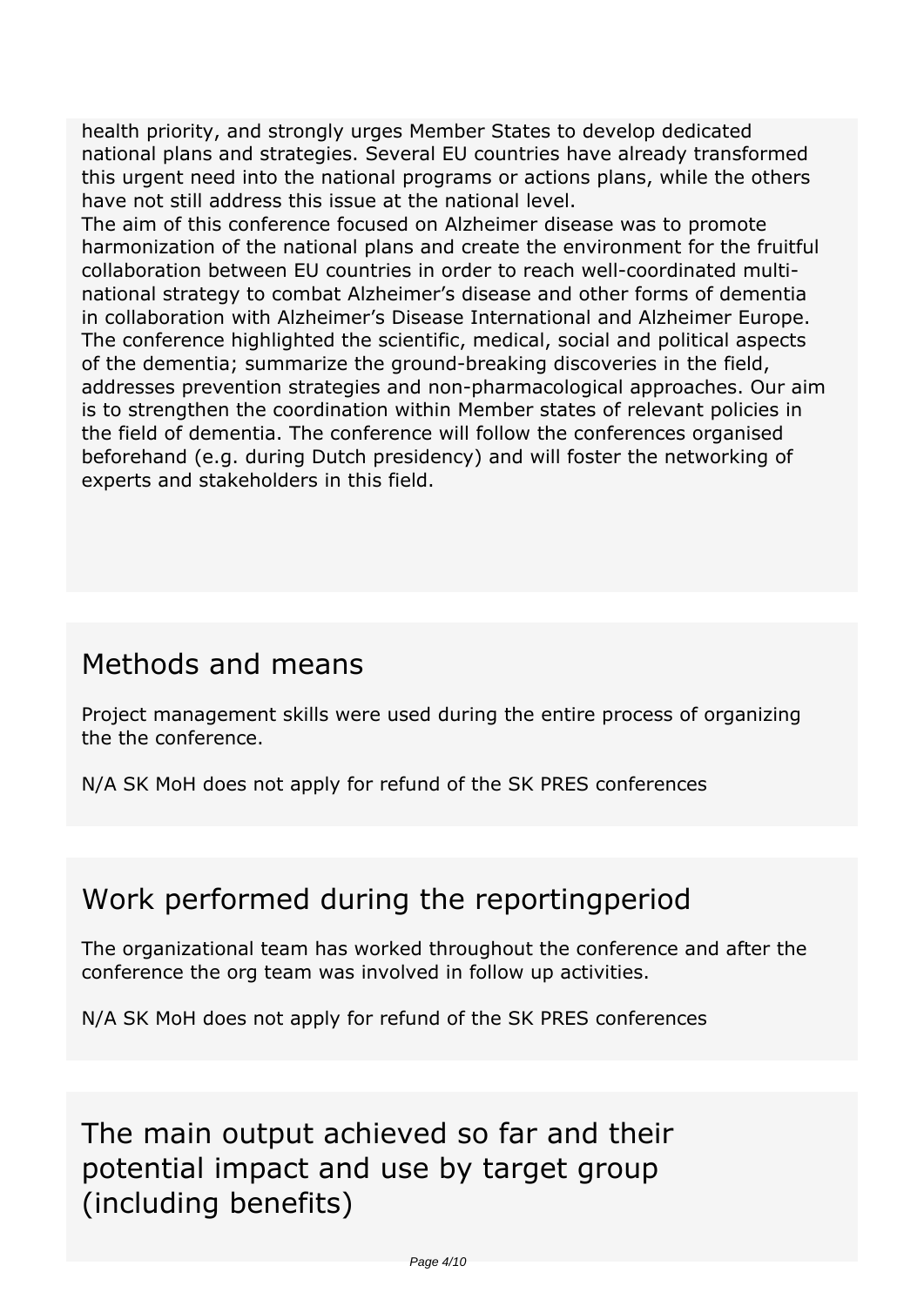health priority, and strongly urges Member States to develop dedicated national plans and strategies. Several EU countries have already transformed this urgent need into the national programs or actions plans, while the others have not still address this issue at the national level.
The aim of this conference focused on Alzheimer disease was to promote harmonization of the national plans and create the environment for the fruitful collaboration between EU countries in order to reach well-coordinated multi-national strategy to combat Alzheimer's disease and other forms of dementia in collaboration with Alzheimer's Disease International and Alzheimer Europe. The conference highlighted the scientific, medical, social and political aspects of the dementia; summarize the ground-breaking discoveries in the field, addresses prevention strategies and non-pharmacological approaches. Our aim is to strengthen the coordination within Member states of relevant policies in the field of dementia. The conference will follow the conferences organised beforehand (e.g. during Dutch presidency) and will foster the networking of experts and stakeholders in this field.

## Methods and means

Project management skills were used during the entire process of organizing the the conference.

N/A SK MoH does not apply for refund of the SK PRES conferences

## Work performed during the reportingperiod

The organizational team has worked throughout the conference and after the conference the org team was involved in follow up activities.

N/A SK MoH does not apply for refund of the SK PRES conferences

## The main output achieved so far and their potential impact and use by target group (including benefits)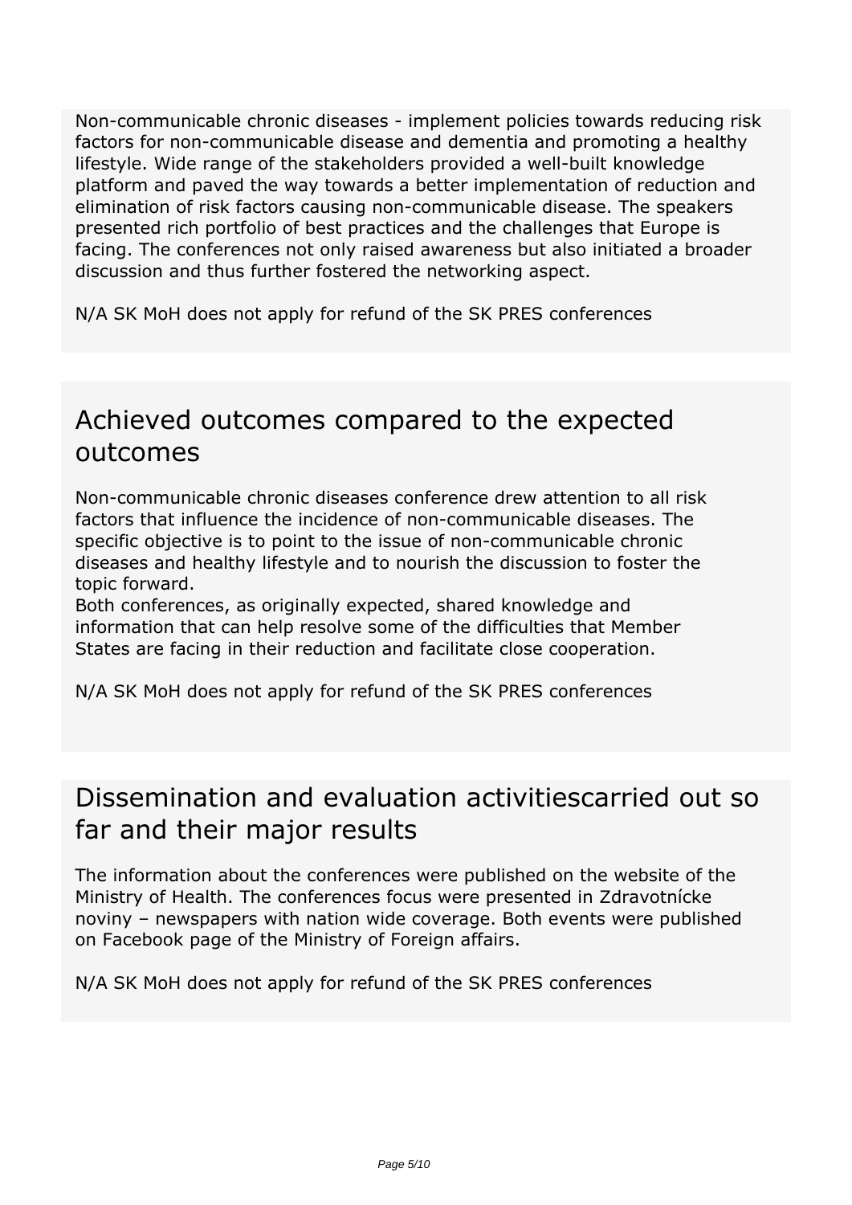Non-communicable chronic diseases - implement policies towards reducing risk factors for non-communicable disease and dementia and promoting a healthy lifestyle. Wide range of the stakeholders provided a well-built knowledge platform and paved the way towards a better implementation of reduction and elimination of risk factors causing non-communicable disease. The speakers presented rich portfolio of best practices and the challenges that Europe is facing. The conferences not only raised awareness but also initiated a broader discussion and thus further fostered the networking aspect.

N/A SK MoH does not apply for refund of the SK PRES conferences

## Achieved outcomes compared to the expected outcomes

Non-communicable chronic diseases conference drew attention to all risk factors that influence the incidence of non-communicable diseases. The specific objective is to point to the issue of non-communicable chronic diseases and healthy lifestyle and to nourish the discussion to foster the topic forward.
Both conferences, as originally expected, shared knowledge and information that can help resolve some of the difficulties that Member States are facing in their reduction and facilitate close cooperation.

N/A SK MoH does not apply for refund of the SK PRES conferences

## Dissemination and evaluation activitiescarried out so far and their major results

The information about the conferences were published on the website of the Ministry of Health. The conferences focus were presented in Zdravotnícke noviny – newspapers with nation wide coverage. Both events were published on Facebook page of the Ministry of Foreign affairs.

N/A SK MoH does not apply for refund of the SK PRES conferences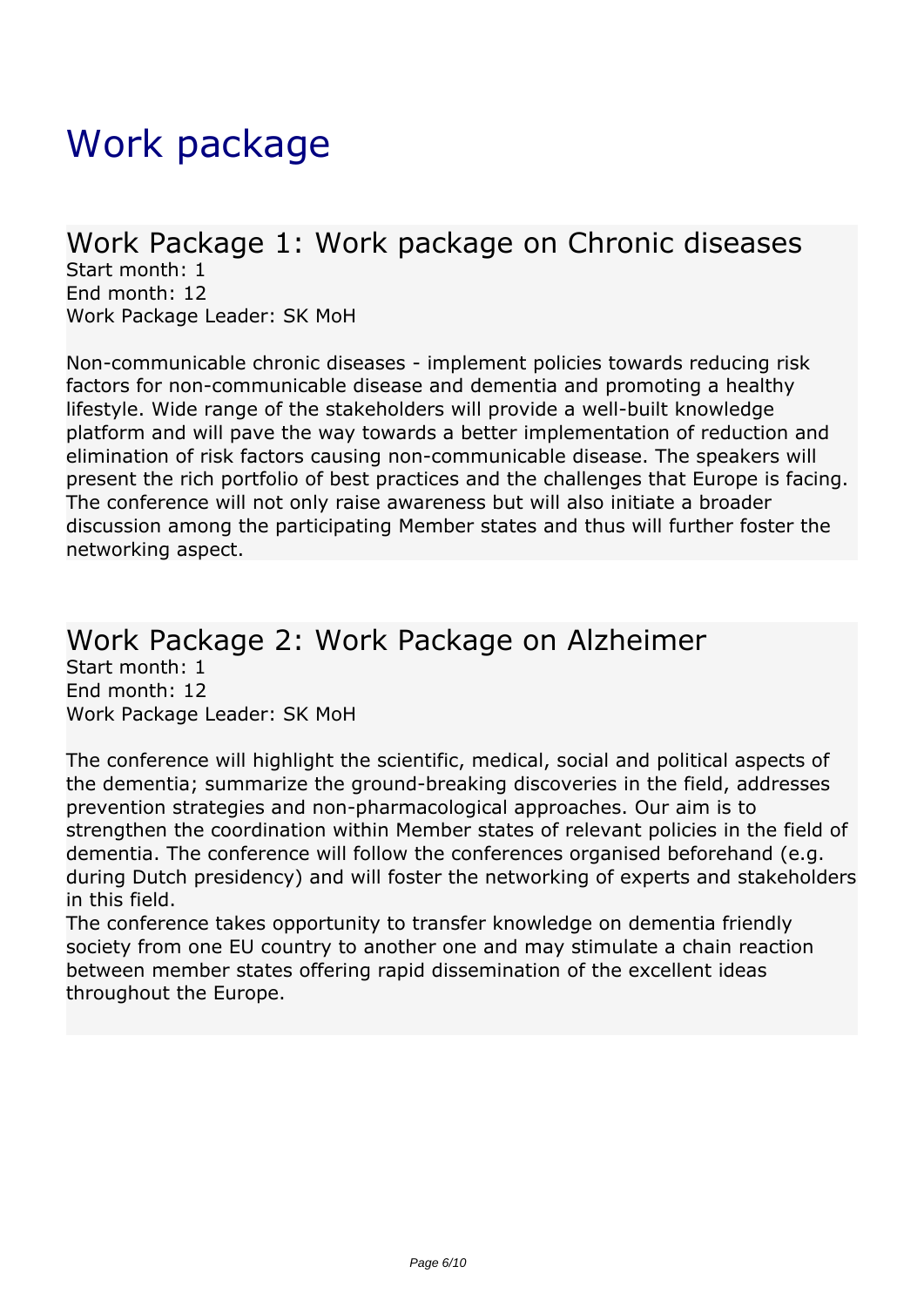# Work package

## Work Package 1: Work package on Chronic diseases

Start month: 1
End month: 12
Work Package Leader: SK MoH

Non-communicable chronic diseases - implement policies towards reducing risk factors for non-communicable disease and dementia and promoting a healthy lifestyle. Wide range of the stakeholders will provide a well-built knowledge platform and will pave the way towards a better implementation of reduction and elimination of risk factors causing non-communicable disease. The speakers will present the rich portfolio of best practices and the challenges that Europe is facing. The conference will not only raise awareness but will also initiate a broader discussion among the participating Member states and thus will further foster the networking aspect.

## Work Package 2: Work Package on Alzheimer

Start month: 1
End month: 12
Work Package Leader: SK MoH

The conference will highlight the scientific, medical, social and political aspects of the dementia; summarize the ground-breaking discoveries in the field, addresses prevention strategies and non-pharmacological approaches. Our aim is to strengthen the coordination within Member states of relevant policies in the field of dementia. The conference will follow the conferences organised beforehand (e.g. during Dutch presidency) and will foster the networking of experts and stakeholders in this field.
The conference takes opportunity to transfer knowledge on dementia friendly society from one EU country to another one and may stimulate a chain reaction between member states offering rapid dissemination of the excellent ideas throughout the Europe.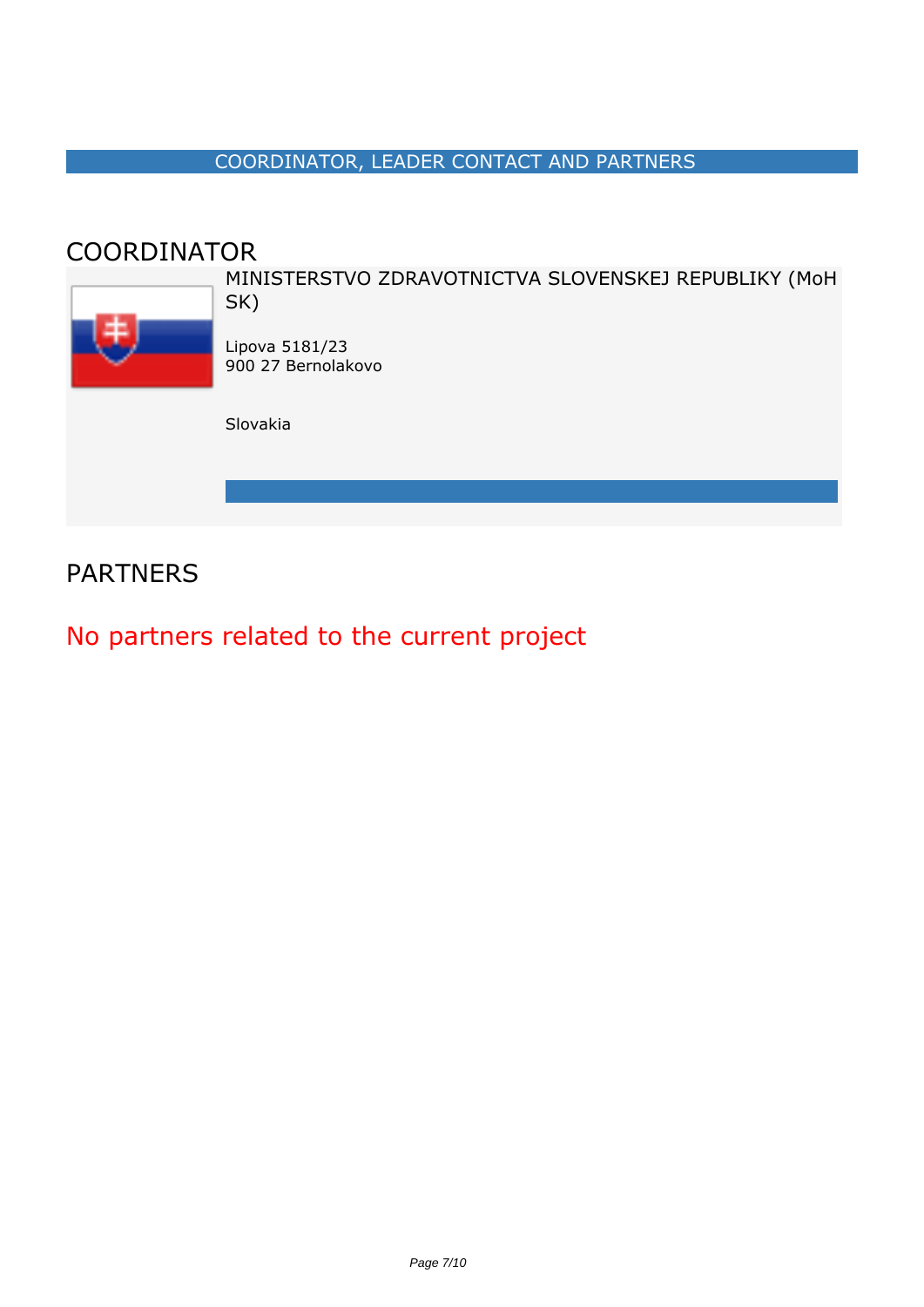## COORDINATOR, LEADER CONTACT AND PARTNERS

### COORDINATOR

MINISTERSTVO ZDRAVOTNICTVA SLOVENSKEJ REPUBLIKY (MoH SK)

Lipova 5181/23
900 27 Bernolakovo

Slovakia

### PARTNERS

No partners related to the current project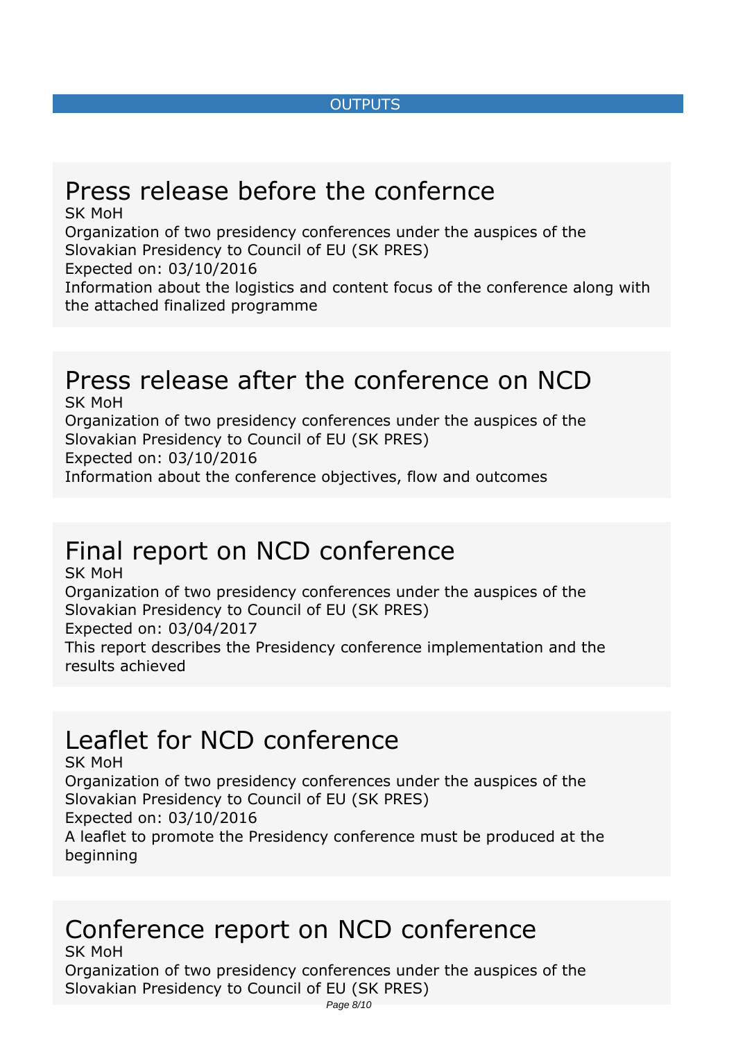## OUTPUTS

### Press release before the confernce

SK MoH

Organization of two presidency conferences under the auspices of the Slovakian Presidency to Council of EU (SK PRES)

Expected on: 03/10/2016

Information about the logistics and content focus of the conference along with the attached finalized programme

### Press release after the conference on NCD

SK MoH

Organization of two presidency conferences under the auspices of the Slovakian Presidency to Council of EU (SK PRES)

Expected on: 03/10/2016

Information about the conference objectives, flow and outcomes

### Final report on NCD conference

SK MoH

Organization of two presidency conferences under the auspices of the Slovakian Presidency to Council of EU (SK PRES)

Expected on: 03/04/2017

This report describes the Presidency conference implementation and the results achieved

### Leaflet for NCD conference

SK MoH

Organization of two presidency conferences under the auspices of the Slovakian Presidency to Council of EU (SK PRES)

Expected on: 03/10/2016

A leaflet to promote the Presidency conference must be produced at the beginning

### Conference report on NCD conference

SK MoH

Organization of two presidency conferences under the auspices of the Slovakian Presidency to Council of EU (SK PRES)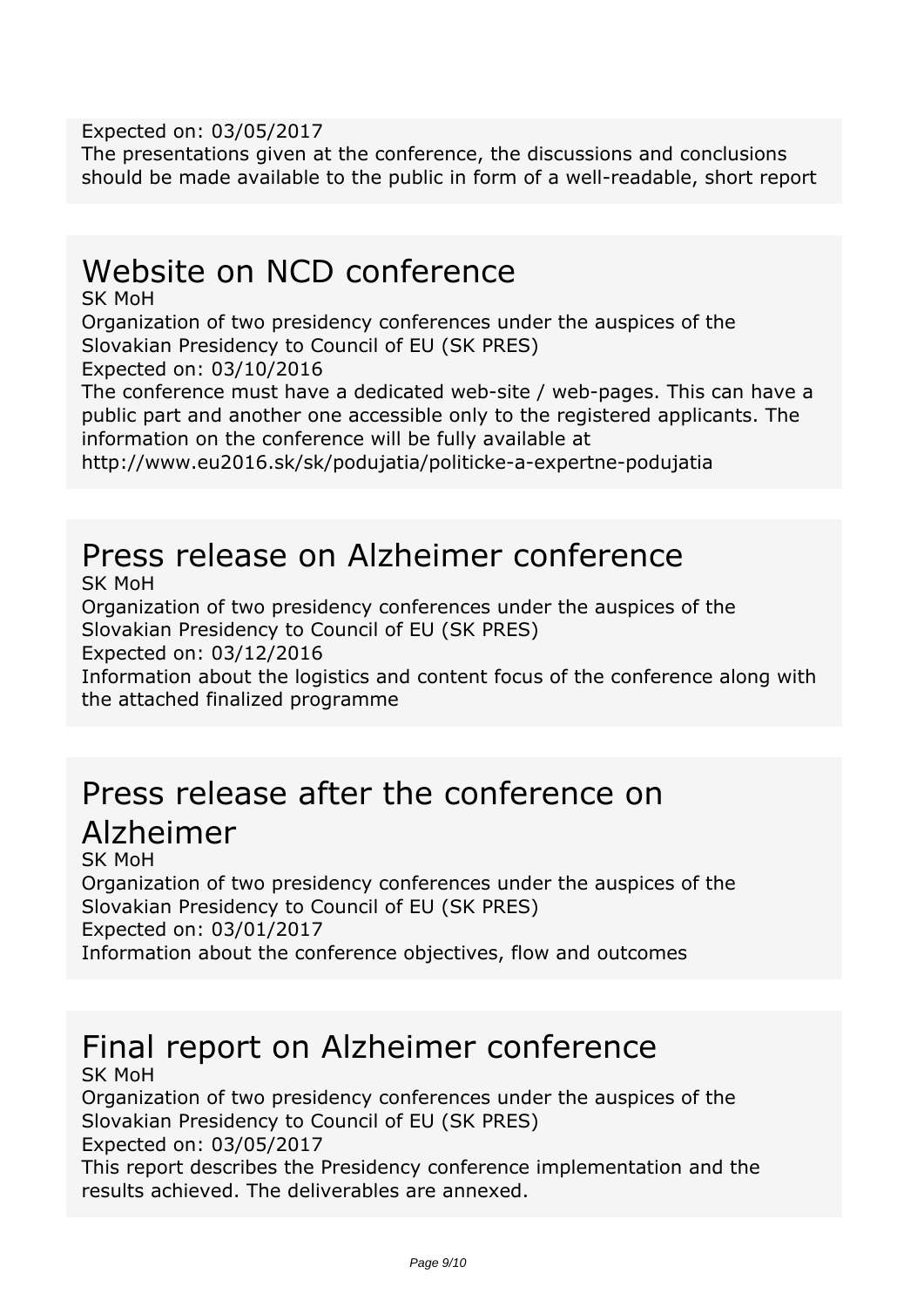Expected on: 03/05/2017
The presentations given at the conference, the discussions and conclusions should be made available to the public in form of a well-readable, short report

# Website on NCD conference

SK MoH
Organization of two presidency conferences under the auspices of the Slovakian Presidency to Council of EU (SK PRES)
Expected on: 03/10/2016
The conference must have a dedicated web-site / web-pages. This can have a public part and another one accessible only to the registered applicants. The information on the conference will be fully available at http://www.eu2016.sk/sk/podujatia/politicke-a-expertne-podujatia

# Press release on Alzheimer conference

SK MoH
Organization of two presidency conferences under the auspices of the Slovakian Presidency to Council of EU (SK PRES)
Expected on: 03/12/2016
Information about the logistics and content focus of the conference along with the attached finalized programme

# Press release after the conference on Alzheimer

SK MoH
Organization of two presidency conferences under the auspices of the Slovakian Presidency to Council of EU (SK PRES)
Expected on: 03/01/2017
Information about the conference objectives, flow and outcomes

# Final report on Alzheimer conference

SK MoH
Organization of two presidency conferences under the auspices of the Slovakian Presidency to Council of EU (SK PRES)
Expected on: 03/05/2017
This report describes the Presidency conference implementation and the results achieved. The deliverables are annexed.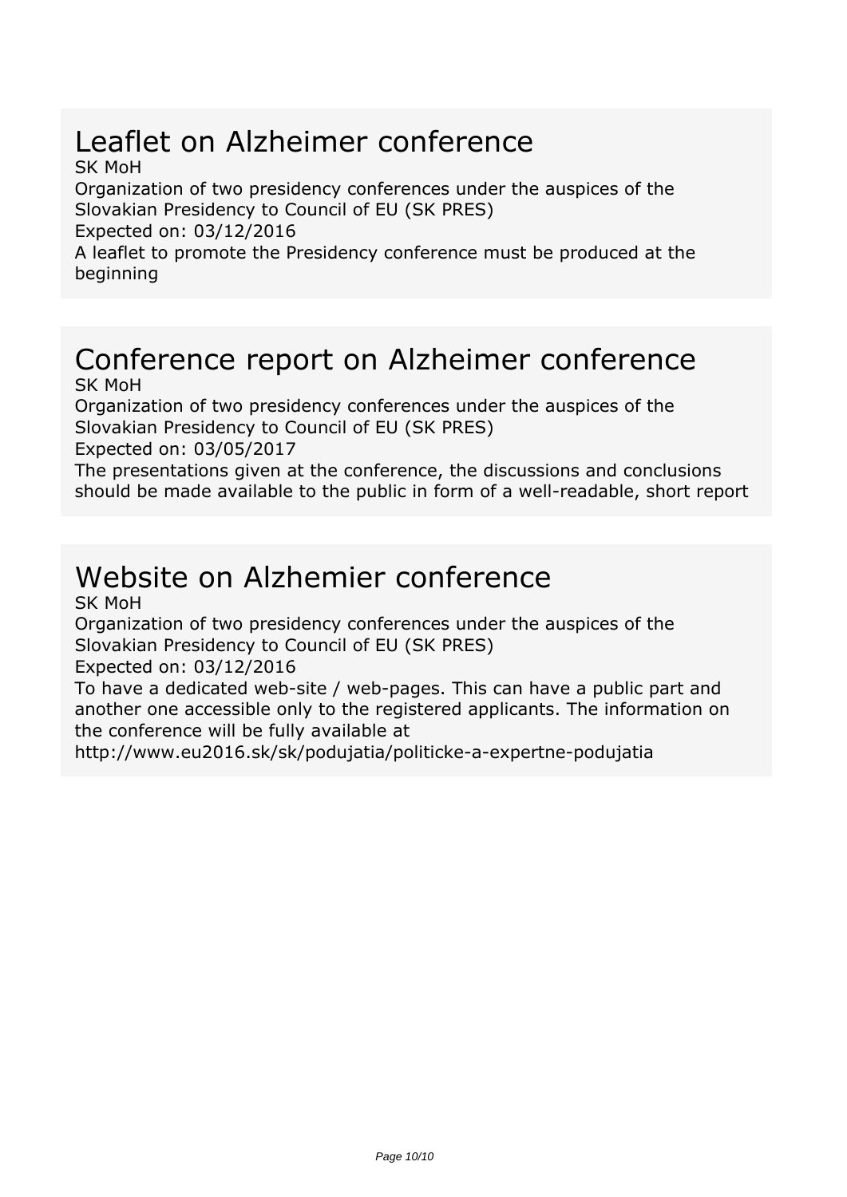## Leaflet on Alzheimer conference

SK MoH

Organization of two presidency conferences under the auspices of the Slovakian Presidency to Council of EU (SK PRES)

Expected on: 03/12/2016

A leaflet to promote the Presidency conference must be produced at the beginning

## Conference report on Alzheimer conference

SK MoH

Organization of two presidency conferences under the auspices of the Slovakian Presidency to Council of EU (SK PRES)

Expected on: 03/05/2017

The presentations given at the conference, the discussions and conclusions should be made available to the public in form of a well-readable, short report

## Website on Alzhemier conference

SK MoH

Organization of two presidency conferences under the auspices of the Slovakian Presidency to Council of EU (SK PRES)

Expected on: 03/12/2016

To have a dedicated web-site / web-pages. This can have a public part and another one accessible only to the registered applicants. The information on the conference will be fully available at http://www.eu2016.sk/sk/podujatia/politicke-a-expertne-podujatia